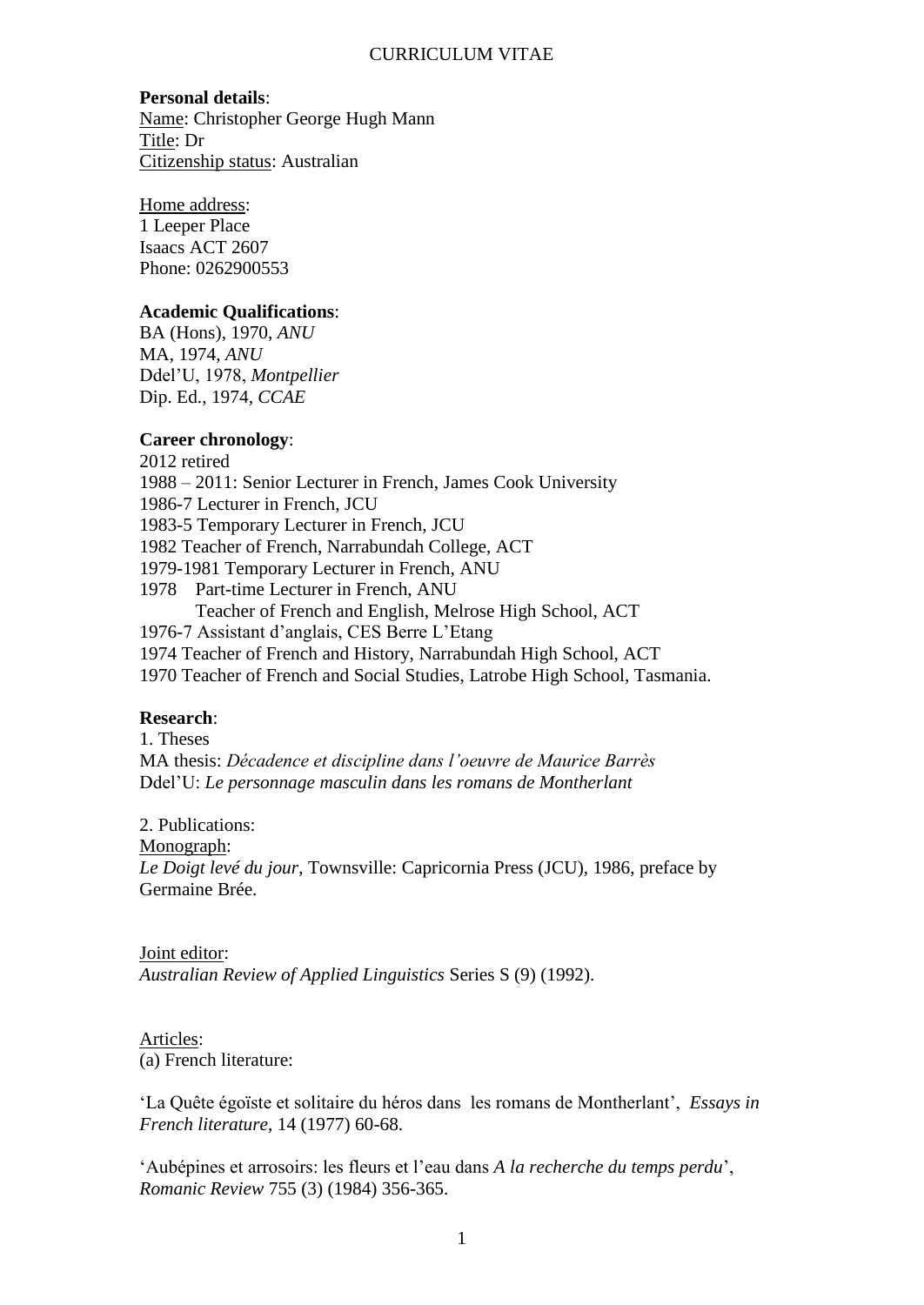# CURRICULUM VITAE

**Personal details**:
<u>Name</u>: Christopher George Hugh Mann
<u>Title</u>: Dr
<u>Citizenship status</u>: Australian

<u>Home address</u>:
1 Leeper Place
Isaacs ACT 2607
Phone: 0262900553

**Academic Qualifications**:
BA (Hons), 1970, *ANU*
MA, 1974, *ANU*
Ddel'U, 1978, *Montpellier*
Dip. Ed., 1974, *CCAE*

**Career chronology**:
2012 retired
1988 – 2011: Senior Lecturer in French, James Cook University
1986-7 Lecturer in French, JCU
1983-5 Temporary Lecturer in French, JCU
1982 Teacher of French, Narrabundah College, ACT
1979-1981 Temporary Lecturer in French, ANU
1978 Part-time Lecturer in French, ANU
Teacher of French and English, Melrose High School, ACT
1976-7 Assistant d'anglais, CES Berre L'Etang
1974 Teacher of French and History, Narrabundah High School, ACT
1970 Teacher of French and Social Studies, Latrobe High School, Tasmania.

**Research**:
1. Theses
MA thesis: *Décadence et discipline dans l'oeuvre de Maurice Barrès*
Ddel'U: *Le personnage masculin dans les romans de Montherlant*

2. Publications:
<u>Monograph</u>:
*Le Doigt levé du jour*, Townsville: Capricornia Press (JCU), 1986, preface by Germaine Brée.

<u>Joint editor</u>:
*Australian Review of Applied Linguistics* Series S (9) (1992).

<u>Articles</u>:
(a) French literature:

'La Quête égoïste et solitaire du héros dans les romans de Montherlant', *Essays in French literature*, 14 (1977) 60-68.

'Aubépines et arrosoirs: les fleurs et l'eau dans *A la recherche du temps perdu*', *Romanic Review* 755 (3) (1984) 356-365.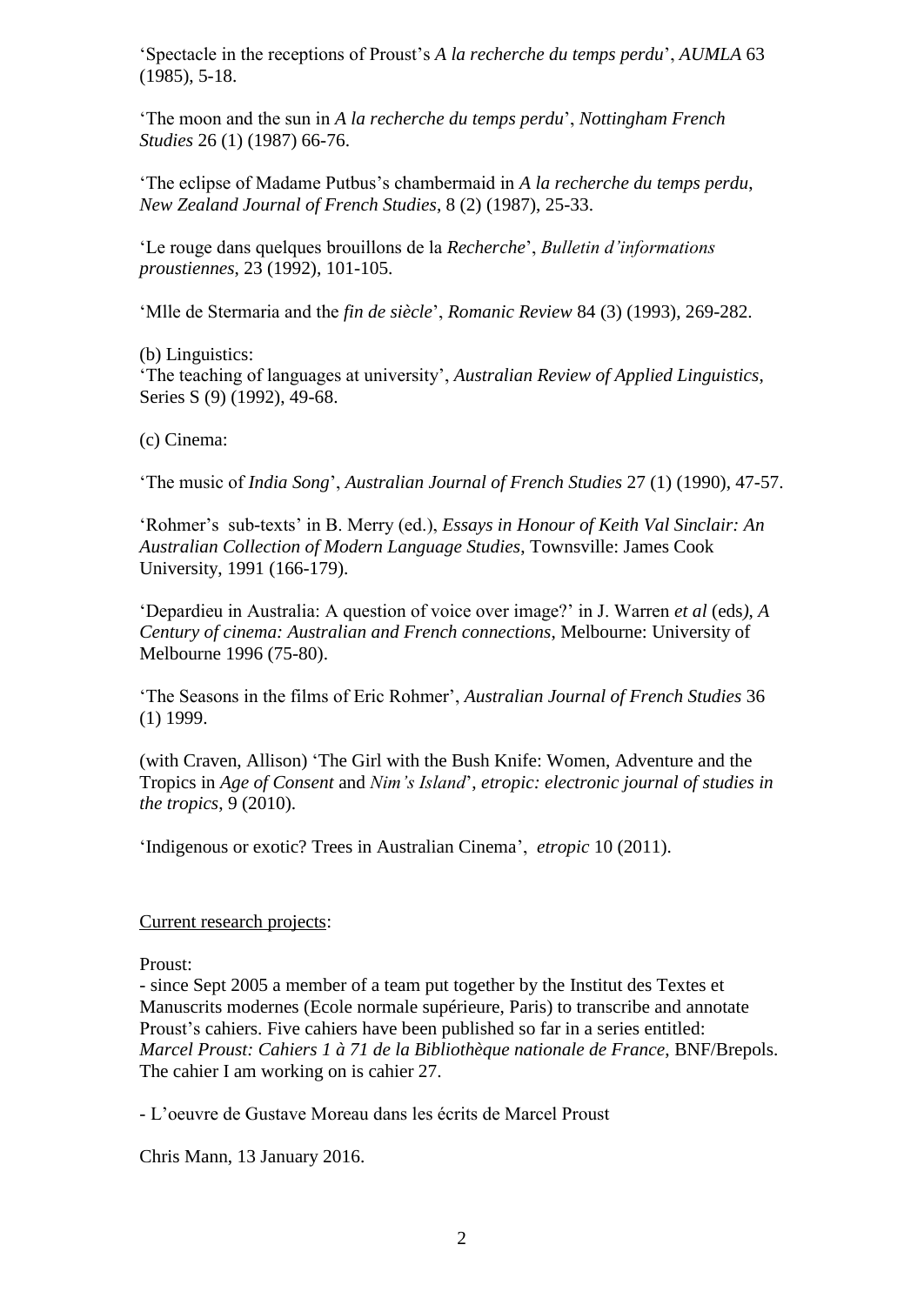'Spectacle in the receptions of Proust's *A la recherche du temps perdu*', *AUMLA* 63 (1985), 5-18.

'The moon and the sun in *A la recherche du temps perdu*', *Nottingham French Studies* 26 (1) (1987) 66-76.

'The eclipse of Madame Putbus's chambermaid in *A la recherche du temps perdu*, *New Zealand Journal of French Studies*, 8 (2) (1987), 25-33.

'Le rouge dans quelques brouillons de la *Recherche*', *Bulletin d'informations proustiennes*, 23 (1992), 101-105.

'Mlle de Stermaria and the *fin de siècle*', *Romanic Review* 84 (3) (1993), 269-282.

(b) Linguistics:
'The teaching of languages at university', *Australian Review of Applied Linguistics*, Series S (9) (1992), 49-68.

(c) Cinema:

'The music of *India Song*', *Australian Journal of French Studies* 27 (1) (1990), 47-57.

'Rohmer's sub-texts' in B. Merry (ed.), *Essays in Honour of Keith Val Sinclair: An Australian Collection of Modern Language Studies*, Townsville: James Cook University, 1991 (166-179).

'Depardieu in Australia: A question of voice over image?' in J. Warren *et al* (eds*)*, *A Century of cinema: Australian and French connections*, Melbourne: University of Melbourne 1996 (75-80).

'The Seasons in the films of Eric Rohmer', *Australian Journal of French Studies* 36 (1) 1999.

(with Craven, Allison) 'The Girl with the Bush Knife: Women, Adventure and the Tropics in *Age of Consent* and *Nim's Island*', *etropic: electronic journal of studies in the tropics*, 9 (2010).

'Indigenous or exotic? Trees in Australian Cinema', *etropic* 10 (2011).

<u>Current research projects</u>:

Proust:
- since Sept 2005 a member of a team put together by the Institut des Textes et Manuscrits modernes (Ecole normale supérieure, Paris) to transcribe and annotate Proust's cahiers. Five cahiers have been published so far in a series entitled: *Marcel Proust: Cahiers 1 à 71 de la Bibliothèque nationale de France*, BNF/Brepols. The cahier I am working on is cahier 27.

- L'oeuvre de Gustave Moreau dans les écrits de Marcel Proust

Chris Mann, 13 January 2016.